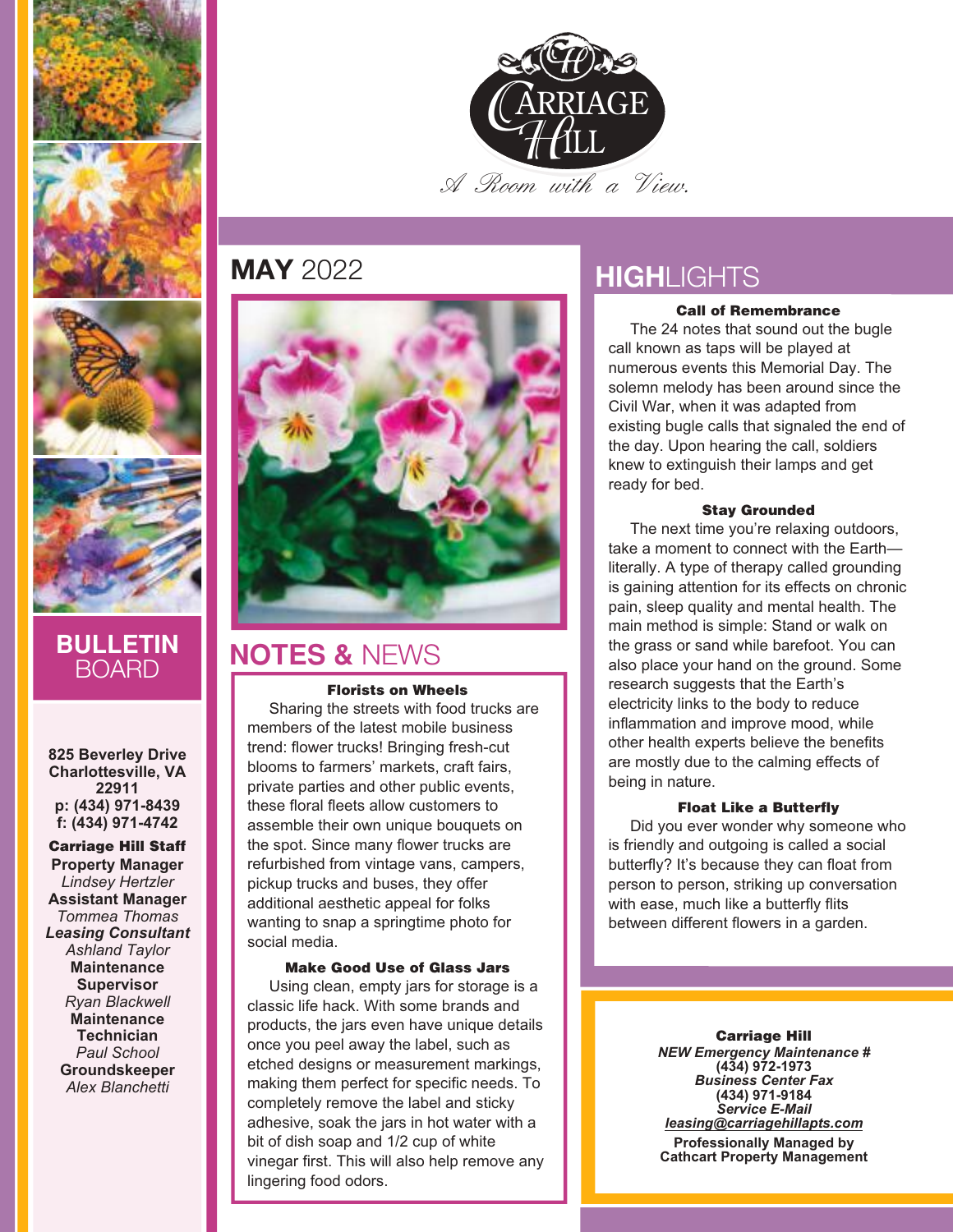# Carriage Hill

*A Room with a View.*

## BULLETIN BOARD

**825 Beverley Drive**
**Charlottesville, VA 22911**
**p: (434) 971-8439**
**f: (434) 971-4742**

**Carriage Hill Staff**

**Property Manager**
*Lindsey Hertzler*

**Assistant Manager**
*Tommea Thomas*

***Leasing Consultant***
*Ashland Taylor*

**Maintenance Supervisor**
*Ryan Blackwell*

**Maintenance Technician**
*Paul School*

**Groundskeeper**
*Alex Blanchetti*

## MAY 2022

## NOTES & NEWS

### Florists on Wheels

Sharing the streets with food trucks are members of the latest mobile business trend: flower trucks! Bringing fresh-cut blooms to farmers' markets, craft fairs, private parties and other public events, these floral fleets allow customers to assemble their own unique bouquets on the spot. Since many flower trucks are refurbished from vintage vans, campers, pickup trucks and buses, they offer additional aesthetic appeal for folks wanting to snap a springtime photo for social media.

### Make Good Use of Glass Jars

Using clean, empty jars for storage is a classic life hack. With some brands and products, the jars even have unique details once you peel away the label, such as etched designs or measurement markings, making them perfect for specific needs. To completely remove the label and sticky adhesive, soak the jars in hot water with a bit of dish soap and 1/2 cup of white vinegar first. This will also help remove any lingering food odors.

## HIGHLIGHTS

### Call of Remembrance

The 24 notes that sound out the bugle call known as taps will be played at numerous events this Memorial Day. The solemn melody has been around since the Civil War, when it was adapted from existing bugle calls that signaled the end of the day. Upon hearing the call, soldiers knew to extinguish their lamps and get ready for bed.

### Stay Grounded

The next time you're relaxing outdoors, take a moment to connect with the Earth—literally. A type of therapy called grounding is gaining attention for its effects on chronic pain, sleep quality and mental health. The main method is simple: Stand or walk on the grass or sand while barefoot. You can also place your hand on the ground. Some research suggests that the Earth's electricity links to the body to reduce inflammation and improve mood, while other health experts believe the benefits are mostly due to the calming effects of being in nature.

### Float Like a Butterfly

Did you ever wonder why someone who is friendly and outgoing is called a social butterfly? It's because they can float from person to person, striking up conversation with ease, much like a butterfly flits between different flowers in a garden.

**Carriage Hill**
***NEW Emergency Maintenance #***
**(434) 972-1973**
***Business Center Fax***
**(434) 971-9184**
***Service E-Mail***
***leasing@carriagehillapts.com***

**Professionally Managed by**
**Cathcart Property Management**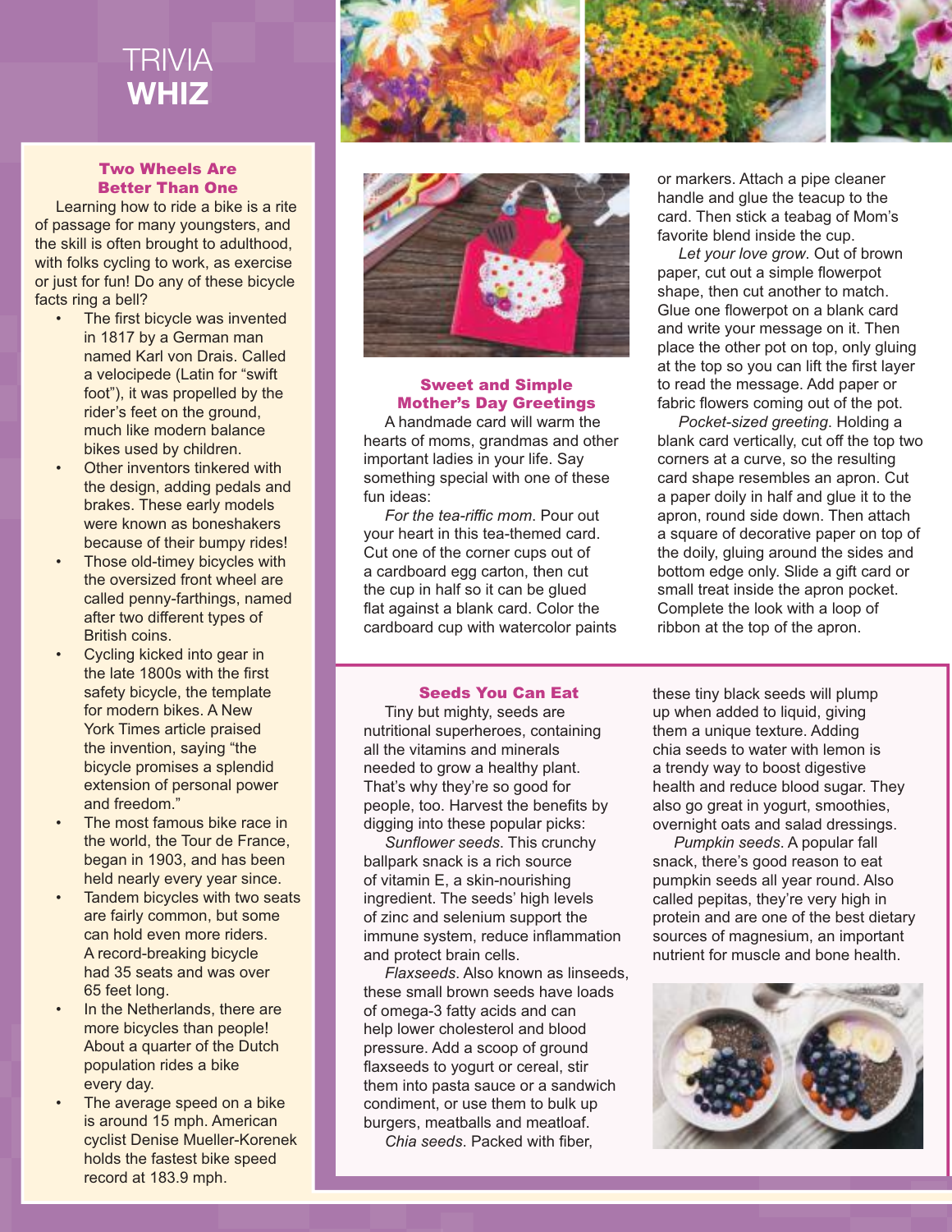# TRIVIA WHIZ

## Two Wheels Are Better Than One

Learning how to ride a bike is a rite of passage for many youngsters, and the skill is often brought to adulthood, with folks cycling to work, as exercise or just for fun! Do any of these bicycle facts ring a bell?

- The first bicycle was invented in 1817 by a German man named Karl von Drais. Called a velocipede (Latin for "swift foot"), it was propelled by the rider's feet on the ground, much like modern balance bikes used by children.
- Other inventors tinkered with the design, adding pedals and brakes. These early models were known as boneshakers because of their bumpy rides!
- Those old-timey bicycles with the oversized front wheel are called penny-farthings, named after two different types of British coins.
- Cycling kicked into gear in the late 1800s with the first safety bicycle, the template for modern bikes. A New York Times article praised the invention, saying "the bicycle promises a splendid extension of personal power and freedom."
- The most famous bike race in the world, the Tour de France, began in 1903, and has been held nearly every year since.
- Tandem bicycles with two seats are fairly common, but some can hold even more riders. A record-breaking bicycle had 35 seats and was over 65 feet long.
- In the Netherlands, there are more bicycles than people! About a quarter of the Dutch population rides a bike every day.
- The average speed on a bike is around 15 mph. American cyclist Denise Mueller-Korenek holds the fastest bike speed record at 183.9 mph.

## Sweet and Simple Mother's Day Greetings

A handmade card will warm the hearts of moms, grandmas and other important ladies in your life. Say something special with one of these fun ideas:

*For the tea-riffic mom*. Pour out your heart in this tea-themed card. Cut one of the corner cups out of a cardboard egg carton, then cut the cup in half so it can be glued flat against a blank card. Color the cardboard cup with watercolor paints or markers. Attach a pipe cleaner handle and glue the teacup to the card. Then stick a teabag of Mom's favorite blend inside the cup.

*Let your love grow*. Out of brown paper, cut out a simple flowerpot shape, then cut another to match. Glue one flowerpot on a blank card and write your message on it. Then place the other pot on top, only gluing at the top so you can lift the first layer to read the message. Add paper or fabric flowers coming out of the pot.

*Pocket-sized greeting*. Holding a blank card vertically, cut off the top two corners at a curve, so the resulting card shape resembles an apron. Cut a paper doily in half and glue it to the apron, round side down. Then attach a square of decorative paper on top of the doily, gluing around the sides and bottom edge only. Slide a gift card or small treat inside the apron pocket. Complete the look with a loop of ribbon at the top of the apron.

## Seeds You Can Eat

Tiny but mighty, seeds are nutritional superheroes, containing all the vitamins and minerals needed to grow a healthy plant. That's why they're so good for people, too. Harvest the benefits by digging into these popular picks:

*Sunflower seeds*. This crunchy ballpark snack is a rich source of vitamin E, a skin-nourishing ingredient. The seeds' high levels of zinc and selenium support the immune system, reduce inflammation and protect brain cells.

*Flaxseeds*. Also known as linseeds, these small brown seeds have loads of omega-3 fatty acids and can help lower cholesterol and blood pressure. Add a scoop of ground flaxseeds to yogurt or cereal, stir them into pasta sauce or a sandwich condiment, or use them to bulk up burgers, meatballs and meatloaf.

*Chia seeds*. Packed with fiber, these tiny black seeds will plump up when added to liquid, giving them a unique texture. Adding chia seeds to water with lemon is a trendy way to boost digestive health and reduce blood sugar. They also go great in yogurt, smoothies, overnight oats and salad dressings.

*Pumpkin seeds*. A popular fall snack, there's good reason to eat pumpkin seeds all year round. Also called pepitas, they're very high in protein and are one of the best dietary sources of magnesium, an important nutrient for muscle and bone health.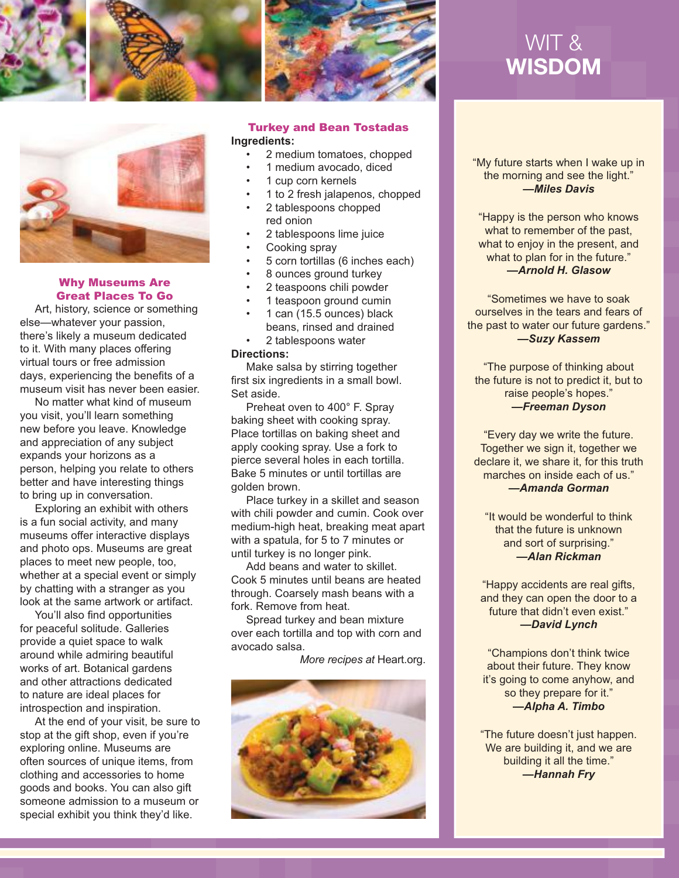## Why Museums Are Great Places To Go

Art, history, science or something else—whatever your passion, there's likely a museum dedicated to it. With many places offering virtual tours or free admission days, experiencing the benefits of a museum visit has never been easier.

No matter what kind of museum you visit, you'll learn something new before you leave. Knowledge and appreciation of any subject expands your horizons as a person, helping you relate to others better and have interesting things to bring up in conversation.

Exploring an exhibit with others is a fun social activity, and many museums offer interactive displays and photo ops. Museums are great places to meet new people, too, whether at a special event or simply by chatting with a stranger as you look at the same artwork or artifact.

You'll also find opportunities for peaceful solitude. Galleries provide a quiet space to walk around while admiring beautiful works of art. Botanical gardens and other attractions dedicated to nature are ideal places for introspection and inspiration.

At the end of your visit, be sure to stop at the gift shop, even if you're exploring online. Museums are often sources of unique items, from clothing and accessories to home goods and books. You can also gift someone admission to a museum or special exhibit you think they'd like.

## Turkey and Bean Tostadas

**Ingredients:**

- 2 medium tomatoes, chopped
- 1 medium avocado, diced
- 1 cup corn kernels
- 1 to 2 fresh jalapenos, chopped
- 2 tablespoons chopped red onion
- 2 tablespoons lime juice
- Cooking spray
- 5 corn tortillas (6 inches each)
- 8 ounces ground turkey
- 2 teaspoons chili powder
- 1 teaspoon ground cumin
- 1 can (15.5 ounces) black beans, rinsed and drained
- 2 tablespoons water

**Directions:**

Make salsa by stirring together first six ingredients in a small bowl. Set aside.

Preheat oven to 400° F. Spray baking sheet with cooking spray. Place tortillas on baking sheet and apply cooking spray. Use a fork to pierce several holes in each tortilla. Bake 5 minutes or until tortillas are golden brown.

Place turkey in a skillet and season with chili powder and cumin. Cook over medium-high heat, breaking meat apart with a spatula, for 5 to 7 minutes or until turkey is no longer pink.

Add beans and water to skillet. Cook 5 minutes until beans are heated through. Coarsely mash beans with a fork. Remove from heat.

Spread turkey and bean mixture over each tortilla and top with corn and avocado salsa.

*More recipes at* Heart.org.

# WIT & **WISDOM**

"My future starts when I wake up in the morning and see the light."
***—Miles Davis***

"Happy is the person who knows what to remember of the past, what to enjoy in the present, and what to plan for in the future."
***—Arnold H. Glasow***

"Sometimes we have to soak ourselves in the tears and fears of the past to water our future gardens."
***—Suzy Kassem***

"The purpose of thinking about the future is not to predict it, but to raise people's hopes."
***—Freeman Dyson***

"Every day we write the future. Together we sign it, together we declare it, we share it, for this truth marches on inside each of us."
***—Amanda Gorman***

"It would be wonderful to think that the future is unknown and sort of surprising."
***—Alan Rickman***

"Happy accidents are real gifts, and they can open the door to a future that didn't even exist."
***—David Lynch***

"Champions don't think twice about their future. They know it's going to come anyhow, and so they prepare for it."
***—Alpha A. Timbo***

"The future doesn't just happen. We are building it, and we are building it all the time."
***—Hannah Fry***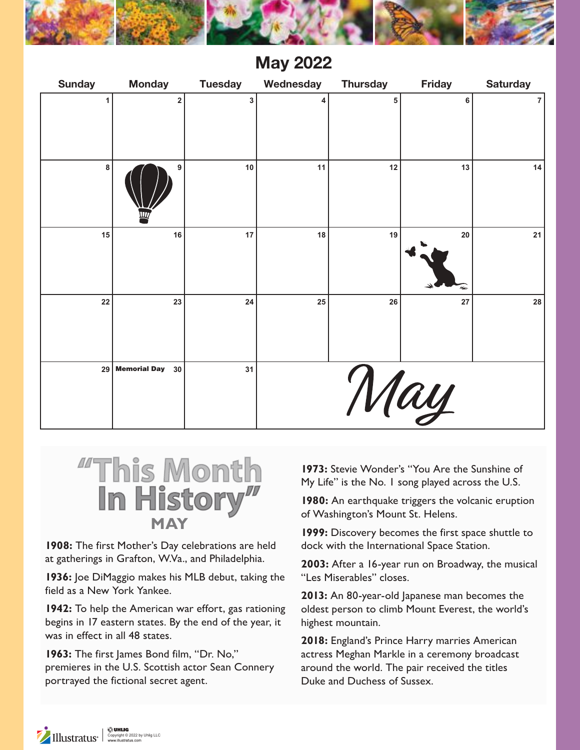# May 2022

| Sunday | Monday | Tuesday | Wednesday | Thursday | Friday | Saturday |
| --- | --- | --- | --- | --- | --- | --- |
| 1 | 2 | 3 | 4 | 5 | 6 | 7 |
| 8 | 9 | 10 | 11 | 12 | 13 | 14 |
| 15 | 16 | 17 | 18 | 19 | 20 | 21 |
| 22 | 23 | 24 | 25 | 26 | 27 | 28 |
| 29 | Memorial Day 30 | 31 | May | | | |

## "This Month In History" MAY

**1908:** The first Mother's Day celebrations are held at gatherings in Grafton, W.Va., and Philadelphia.

**1936:** Joe DiMaggio makes his MLB debut, taking the field as a New York Yankee.

**1942:** To help the American war effort, gas rationing begins in 17 eastern states. By the end of the year, it was in effect in all 48 states.

**1963:** The first James Bond film, "Dr. No," premieres in the U.S. Scottish actor Sean Connery portrayed the fictional secret agent.

**1973:** Stevie Wonder's "You Are the Sunshine of My Life" is the No. 1 song played across the U.S.

**1980:** An earthquake triggers the volcanic eruption of Washington's Mount St. Helens.

**1999:** Discovery becomes the first space shuttle to dock with the International Space Station.

**2003:** After a 16-year run on Broadway, the musical "Les Miserables" closes.

**2013:** An 80-year-old Japanese man becomes the oldest person to climb Mount Everest, the world's highest mountain.

**2018:** England's Prince Harry marries American actress Meghan Markle in a ceremony broadcast around the world. The pair received the titles Duke and Duchess of Sussex.

Illustratus
UHLIG
Copyright © 2022 by Uhlig LLC
www.illustratus.com